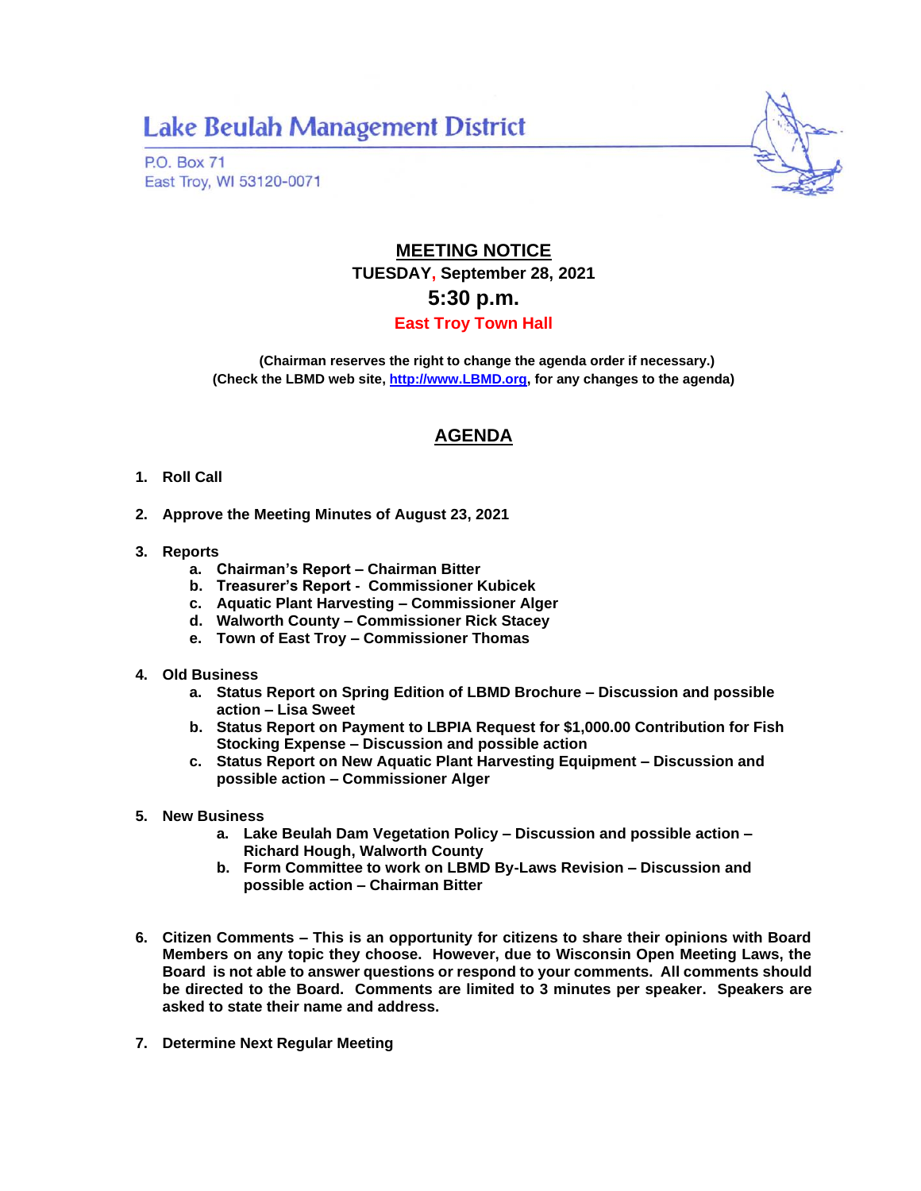# Lake Beulah Management District

P.O. Box 71
East Troy, WI 53120-0071

## MEETING NOTICE

**TUESDAY, September 28, 2021**

**5:30 p.m.**

**East Troy Town Hall**

**(Chairman reserves the right to change the agenda order if necessary.)**
**(Check the LBMD web site, http://www.LBMD.org, for any changes to the agenda)**

## AGENDA

1. **Roll Call**

2. **Approve the Meeting Minutes of August 23, 2021**

3. **Reports**
   a. **Chairman's Report – Chairman Bitter**
   b. **Treasurer's Report - Commissioner Kubicek**
   c. **Aquatic Plant Harvesting – Commissioner Alger**
   d. **Walworth County – Commissioner Rick Stacey**
   e. **Town of East Troy – Commissioner Thomas**

4. **Old Business**
   a. **Status Report on Spring Edition of LBMD Brochure – Discussion and possible action – Lisa Sweet**
   b. **Status Report on Payment to LBPIA Request for $1,000.00 Contribution for Fish Stocking Expense – Discussion and possible action**
   c. **Status Report on New Aquatic Plant Harvesting Equipment – Discussion and possible action – Commissioner Alger**

5. **New Business**
   a. **Lake Beulah Dam Vegetation Policy – Discussion and possible action – Richard Hough, Walworth County**
   b. **Form Committee to work on LBMD By-Laws Revision – Discussion and possible action – Chairman Bitter**

6. **Citizen Comments – This is an opportunity for citizens to share their opinions with Board Members on any topic they choose. However, due to Wisconsin Open Meeting Laws, the Board is not able to answer questions or respond to your comments. All comments should be directed to the Board. Comments are limited to 3 minutes per speaker. Speakers are asked to state their name and address.**

7. **Determine Next Regular Meeting**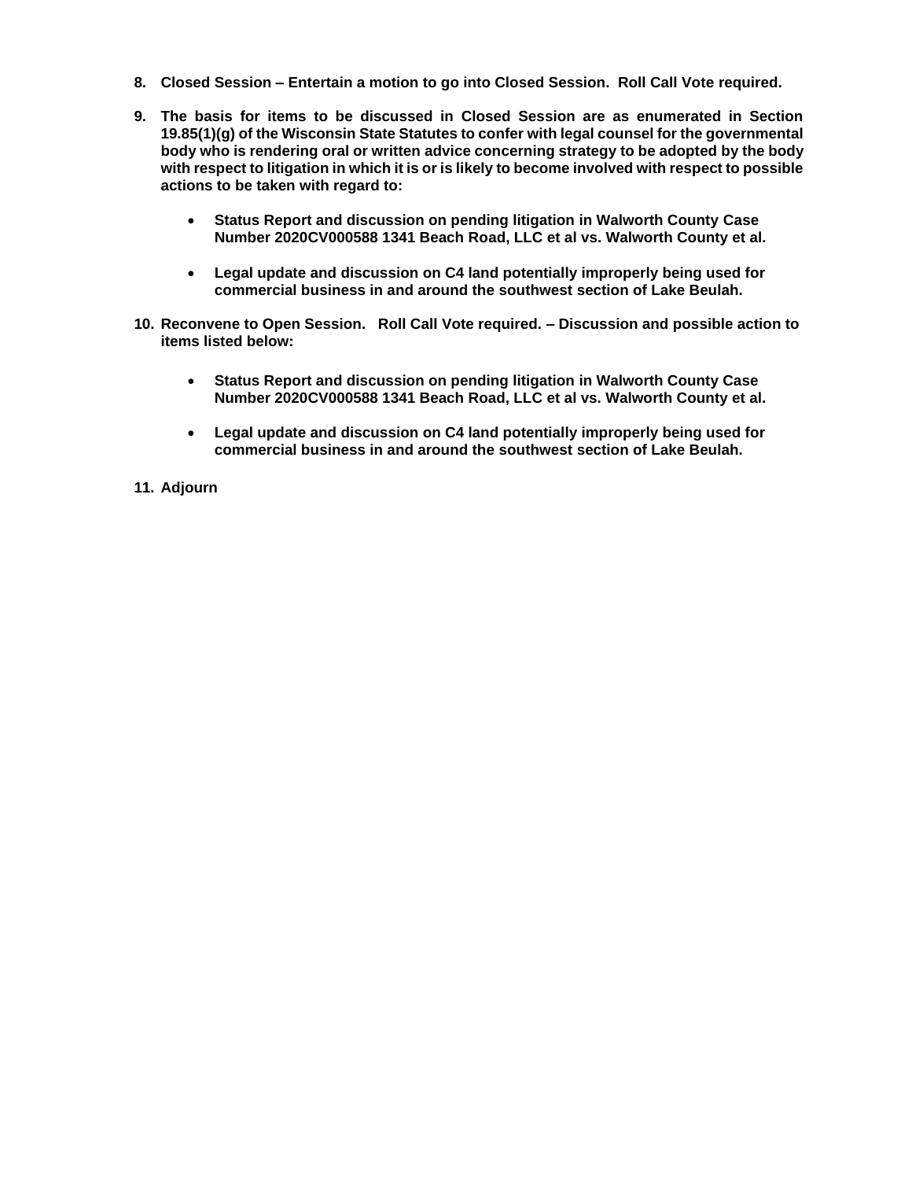8. **Closed Session – Entertain a motion to go into Closed Session. Roll Call Vote required.**

9. **The basis for items to be discussed in Closed Session are as enumerated in Section 19.85(1)(g) of the Wisconsin State Statutes to confer with legal counsel for the governmental body who is rendering oral or written advice concerning strategy to be adopted by the body with respect to litigation in which it is or is likely to become involved with respect to possible actions to be taken with regard to:**

    - **Status Report and discussion on pending litigation in Walworth County Case Number 2020CV000588 1341 Beach Road, LLC et al vs. Walworth County et al.**

    - **Legal update and discussion on C4 land potentially improperly being used for commercial business in and around the southwest section of Lake Beulah.**

10. **Reconvene to Open Session. Roll Call Vote required. – Discussion and possible action to items listed below:**

    - **Status Report and discussion on pending litigation in Walworth County Case Number 2020CV000588 1341 Beach Road, LLC et al vs. Walworth County et al.**

    - **Legal update and discussion on C4 land potentially improperly being used for commercial business in and around the southwest section of Lake Beulah.**

11. **Adjourn**